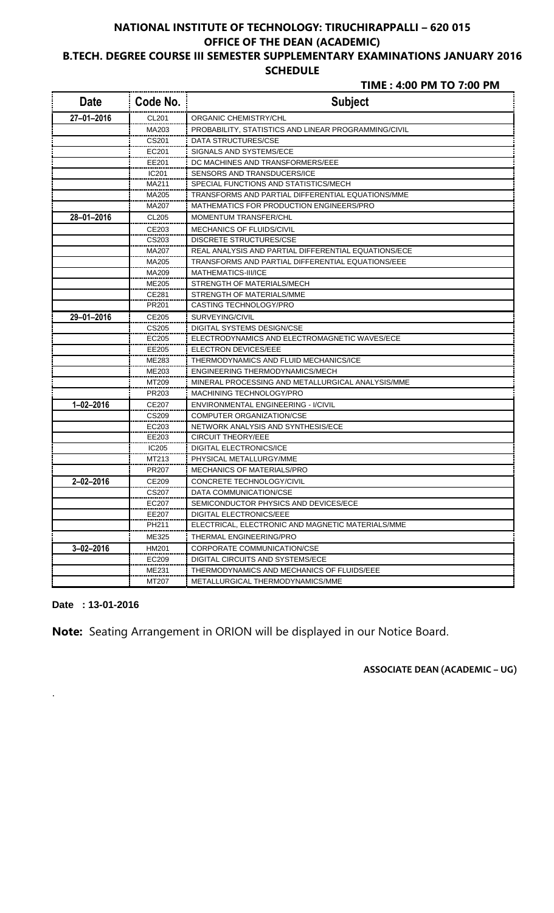# NATIONAL INSTITUTE OF TECHNOLOGY: TIRUCHIRAPPALLI – 620 015

## OFFICE OF THE DEAN (ACADEMIC)

## B.TECH. DEGREE COURSE III SEMESTER SUPPLEMENTARY EXAMINATIONS JANUARY 2016

## SCHEDULE

**TIME : 4:00 PM TO 7:00 PM**

| Date | Code No. | Subject |
|---|---|---|
| 27–01–2016 | CL201 | ORGANIC CHEMISTRY/CHL |
| | MA203 | PROBABILITY, STATISTICS AND LINEAR PROGRAMMING/CIVIL |
| | CS201 | DATA STRUCTURES/CSE |
| | EC201 | SIGNALS AND SYSTEMS/ECE |
| | EE201 | DC MACHINES AND TRANSFORMERS/EEE |
| | IC201 | SENSORS AND TRANSDUCERS/ICE |
| | MA211 | SPECIAL FUNCTIONS AND STATISTICS/MECH |
| | MA205 | TRANSFORMS AND PARTIAL DIFFERENTIAL EQUATIONS/MME |
| | MA207 | MATHEMATICS FOR PRODUCTION ENGINEERS/PRO |
| 28–01–2016 | CL205 | MOMENTUM TRANSFER/CHL |
| | CE203 | MECHANICS OF FLUIDS/CIVIL |
| | CS203 | DISCRETE STRUCTURES/CSE |
| | MA207 | REAL ANALYSIS AND PARTIAL DIFFERENTIAL EQUATIONS/ECE |
| | MA205 | TRANSFORMS AND PARTIAL DIFFERENTIAL EQUATIONS/EEE |
| | MA209 | MATHEMATICS-III/ICE |
| | ME205 | STRENGTH OF MATERIALS/MECH |
| | CE281 | STRENGTH OF MATERIALS/MME |
| | PR201 | CASTING TECHNOLOGY/PRO |
| 29–01–2016 | CE205 | SURVEYING/CIVIL |
| | CS205 | DIGITAL SYSTEMS DESIGN/CSE |
| | EC205 | ELECTRODYNAMICS AND ELECTROMAGNETIC WAVES/ECE |
| | EE205 | ELECTRON DEVICES/EEE |
| | ME283 | THERMODYNAMICS AND FLUID MECHANICS/ICE |
| | ME203 | ENGINEERING THERMODYNAMICS/MECH |
| | MT209 | MINERAL PROCESSING AND METALLURGICAL ANALYSIS/MME |
| | PR203 | MACHINING TECHNOLOGY/PRO |
| 1–02–2016 | CE207 | ENVIRONMENTAL ENGINEERING - I/CIVIL |
| | CS209 | COMPUTER ORGANIZATION/CSE |
| | EC203 | NETWORK ANALYSIS AND SYNTHESIS/ECE |
| | EE203 | CIRCUIT THEORY/EEE |
| | IC205 | DIGITAL ELECTRONICS/ICE |
| | MT213 | PHYSICAL METALLURGY/MME |
| | PR207 | MECHANICS OF MATERIALS/PRO |
| 2–02–2016 | CE209 | CONCRETE TECHNOLOGY/CIVIL |
| | CS207 | DATA COMMUNICATION/CSE |
| | EC207 | SEMICONDUCTOR PHYSICS AND DEVICES/ECE |
| | EE207 | DIGITAL ELECTRONICS/EEE |
| | PH211 | ELECTRICAL, ELECTRONIC AND MAGNETIC MATERIALS/MME |
| | ME325 | THERMAL ENGINEERING/PRO |
| 3–02–2016 | HM201 | CORPORATE COMMUNICATION/CSE |
| | EC209 | DIGITAL CIRCUITS AND SYSTEMS/ECE |
| | ME231 | THERMODYNAMICS AND MECHANICS OF FLUIDS/EEE |
| | MT207 | METALLURGICAL THERMODYNAMICS/MME |

**Date : 13-01-2016**

**Note:** Seating Arrangement in ORION will be displayed in our Notice Board.

**ASSOCIATE DEAN (ACADEMIC – UG)**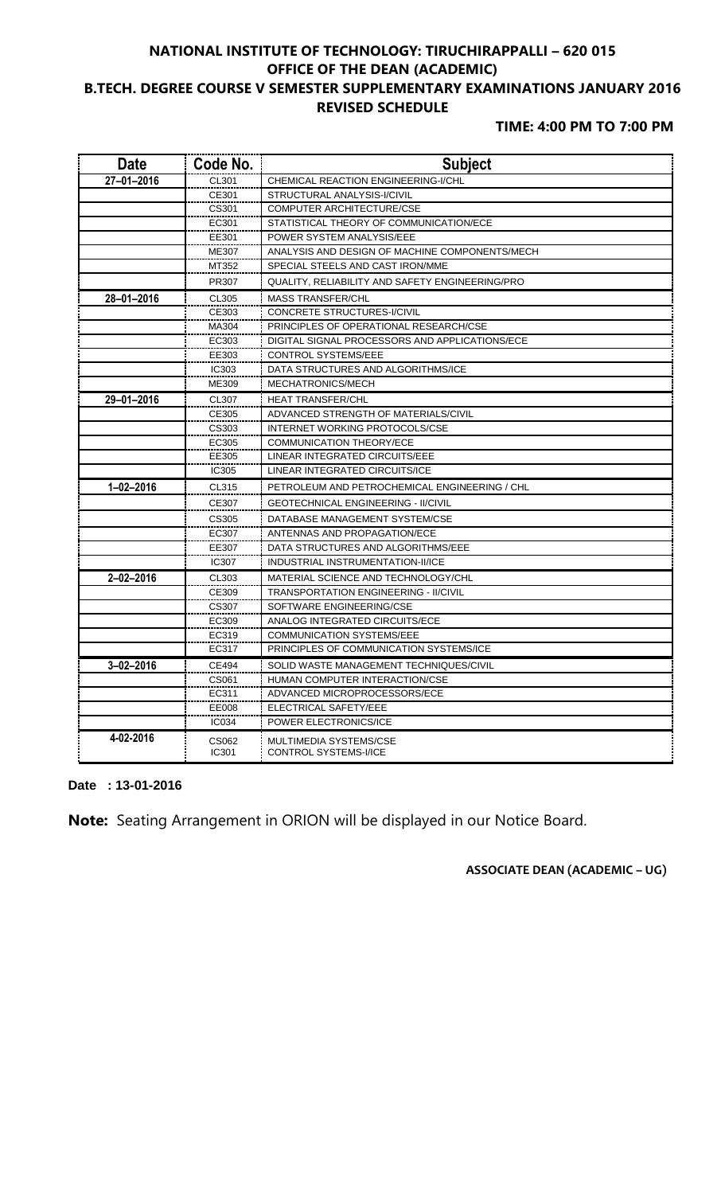**NATIONAL INSTITUTE OF TECHNOLOGY: TIRUCHIRAPPALLI – 620 015**
**OFFICE OF THE DEAN (ACADEMIC)**
**B.TECH. DEGREE COURSE V SEMESTER SUPPLEMENTARY EXAMINATIONS JANUARY 2016**
**REVISED SCHEDULE**

**TIME: 4:00 PM TO 7:00 PM**

| Date | Code No. | Subject |
|---|---|---|
| 27–01–2016 | CL301 | CHEMICAL REACTION ENGINEERING-I/CHL |
| | CE301 | STRUCTURAL ANALYSIS-I/CIVIL |
| | CS301 | COMPUTER ARCHITECTURE/CSE |
| | EC301 | STATISTICAL THEORY OF COMMUNICATION/ECE |
| | EE301 | POWER SYSTEM ANALYSIS/EEE |
| | ME307 | ANALYSIS AND DESIGN OF MACHINE COMPONENTS/MECH |
| | MT352 | SPECIAL STEELS AND CAST IRON/MME |
| | PR307 | QUALITY, RELIABILITY AND SAFETY ENGINEERING/PRO |
| 28–01–2016 | CL305 | MASS TRANSFER/CHL |
| | CE303 | CONCRETE STRUCTURES-I/CIVIL |
| | MA304 | PRINCIPLES OF OPERATIONAL RESEARCH/CSE |
| | EC303 | DIGITAL SIGNAL PROCESSORS AND APPLICATIONS/ECE |
| | EE303 | CONTROL SYSTEMS/EEE |
| | IC303 | DATA STRUCTURES AND ALGORITHMS/ICE |
| | ME309 | MECHATRONICS/MECH |
| 29–01–2016 | CL307 | HEAT TRANSFER/CHL |
| | CE305 | ADVANCED STRENGTH OF MATERIALS/CIVIL |
| | CS303 | INTERNET WORKING PROTOCOLS/CSE |
| | EC305 | COMMUNICATION THEORY/ECE |
| | EE305 | LINEAR INTEGRATED CIRCUITS/EEE |
| | IC305 | LINEAR INTEGRATED CIRCUITS/ICE |
| 1–02–2016 | CL315 | PETROLEUM AND PETROCHEMICAL ENGINEERING / CHL |
| | CE307 | GEOTECHNICAL ENGINEERING - II/CIVIL |
| | CS305 | DATABASE MANAGEMENT SYSTEM/CSE |
| | EC307 | ANTENNAS AND PROPAGATION/ECE |
| | EE307 | DATA STRUCTURES AND ALGORITHMS/EEE |
| | IC307 | INDUSTRIAL INSTRUMENTATION-II/ICE |
| 2–02–2016 | CL303 | MATERIAL SCIENCE AND TECHNOLOGY/CHL |
| | CE309 | TRANSPORTATION ENGINEERING - II/CIVIL |
| | CS307 | SOFTWARE ENGINEERING/CSE |
| | EC309 | ANALOG INTEGRATED CIRCUITS/ECE |
| | EC319 | COMMUNICATION SYSTEMS/EEE |
| | EC317 | PRINCIPLES OF COMMUNICATION SYSTEMS/ICE |
| 3–02–2016 | CE494 | SOLID WASTE MANAGEMENT TECHNIQUES/CIVIL |
| | CS061 | HUMAN COMPUTER INTERACTION/CSE |
| | EC311 | ADVANCED MICROPROCESSORS/ECE |
| | EE008 | ELECTRICAL SAFETY/EEE |
| | IC034 | POWER ELECTRONICS/ICE |
| 4-02-2016 | CS062<br>IC301 | MULTIMEDIA SYSTEMS/CSE<br>CONTROL SYSTEMS-I/ICE |

**Date : 13-01-2016**

**Note:** Seating Arrangement in ORION will be displayed in our Notice Board.

**ASSOCIATE DEAN (ACADEMIC – UG)**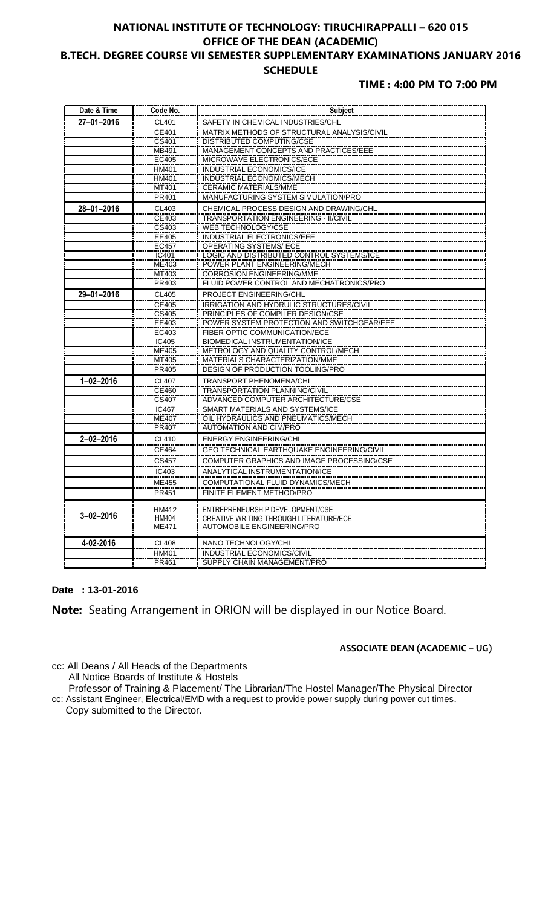# NATIONAL INSTITUTE OF TECHNOLOGY: TIRUCHIRAPPALLI – 620 015
## OFFICE OF THE DEAN (ACADEMIC)
## B.TECH. DEGREE COURSE VII SEMESTER SUPPLEMENTARY EXAMINATIONS JANUARY 2016
## SCHEDULE

**TIME : 4:00 PM TO 7:00 PM**

| Date & Time | Code No. | Subject |
|---|---|---|
| 27–01–2016 | CL401 | SAFETY IN CHEMICAL INDUSTRIES/CHL |
| | CE401 | MATRIX METHODS OF STRUCTURAL ANALYSIS/CIVIL |
| | CS401 | DISTRIBUTED COMPUTING/CSE |
| | MB491 | MANAGEMENT CONCEPTS AND PRACTICES/EEE |
| | EC405 | MICROWAVE ELECTRONICS/ECE |
| | HM401 | INDUSTRIAL ECONOMICS/ICE |
| | HM401 | INDUSTRIAL ECONOMICS/MECH |
| | MT401 | CERAMIC MATERIALS/MME |
| | PR401 | MANUFACTURING SYSTEM SIMULATION/PRO |
| 28–01–2016 | CL403 | CHEMICAL PROCESS DESIGN AND DRAWING/CHL |
| | CE403 | TRANSPORTATION ENGINEERING - II/CIVIL |
| | CS403 | WEB TECHNOLOGY/CSE |
| | EE405 | INDUSTRIAL ELECTRONICS/EEE |
| | EC457 | OPERATING SYSTEMS/ ECE |
| | IC401 | LOGIC AND DISTRIBUTED CONTROL SYSTEMS/ICE |
| | ME403 | POWER PLANT ENGINEERING/MECH |
| | MT403 | CORROSION ENGINEERING/MME |
| | PR403 | FLUID POWER CONTROL AND MECHATRONICS/PRO |
| 29–01–2016 | CL405 | PROJECT ENGINEERING/CHL |
| | CE405 | IRRIGATION AND HYDRULIC STRUCTURES/CIVIL |
| | CS405 | PRINCIPLES OF COMPILER DESIGN/CSE |
| | EE403 | POWER SYSTEM PROTECTION AND SWITCHGEAR/EEE |
| | EC403 | FIBER OPTIC COMMUNICATION/ECE |
| | IC405 | BIOMEDICAL INSTRUMENTATION/ICE |
| | ME405 | METROLOGY AND QUALITY CONTROL/MECH |
| | MT405 | MATERIALS CHARACTERIZATION/MME |
| | PR405 | DESIGN OF PRODUCTION TOOLING/PRO |
| 1–02–2016 | CL407 | TRANSPORT PHENOMENA/CHL |
| | CE460 | TRANSPORTATION PLANNING/CIVIL |
| | CS407 | ADVANCED COMPUTER ARCHITECTURE/CSE |
| | IC467 | SMART MATERIALS AND SYSTEMS/ICE |
| | ME407 | OIL HYDRAULICS AND PNEUMATICS/MECH |
| | PR407 | AUTOMATION AND CIM/PRO |
| 2–02–2016 | CL410 | ENERGY ENGINEERING/CHL |
| | CE464 | GEO TECHNICAL EARTHQUAKE ENGINEERING/CIVIL |
| | CS457 | COMPUTER GRAPHICS AND IMAGE PROCESSING/CSE |
| | IC403 | ANALYTICAL INSTRUMENTATION/ICE |
| | ME455 | COMPUTATIONAL FLUID DYNAMICS/MECH |
| | PR451 | FINITE ELEMENT METHOD/PRO |
| 3–02–2016 | HM412 | ENTREPRENEURSHIP DEVELOPMENT/CSE |
| | HM404 | CREATIVE WRITING THROUGH LITERATURE/ECE |
| | ME471 | AUTOMOBILE ENGINEERING/PRO |
| 4-02-2016 | CL408 | NANO TECHNOLOGY/CHL |
| | HM401 | INDUSTRIAL ECONOMICS/CIVIL |
| | PR461 | SUPPLY CHAIN MANAGEMENT/PRO |

**Date : 13-01-2016**

**Note:** Seating Arrangement in ORION will be displayed in our Notice Board.

**ASSOCIATE DEAN (ACADEMIC – UG)**

cc: All Deans / All Heads of the Departments
All Notice Boards of Institute & Hostels
Professor of Training & Placement/ The Librarian/The Hostel Manager/The Physical Director
cc: Assistant Engineer, Electrical/EMD with a request to provide power supply during power cut times.
Copy submitted to the Director.